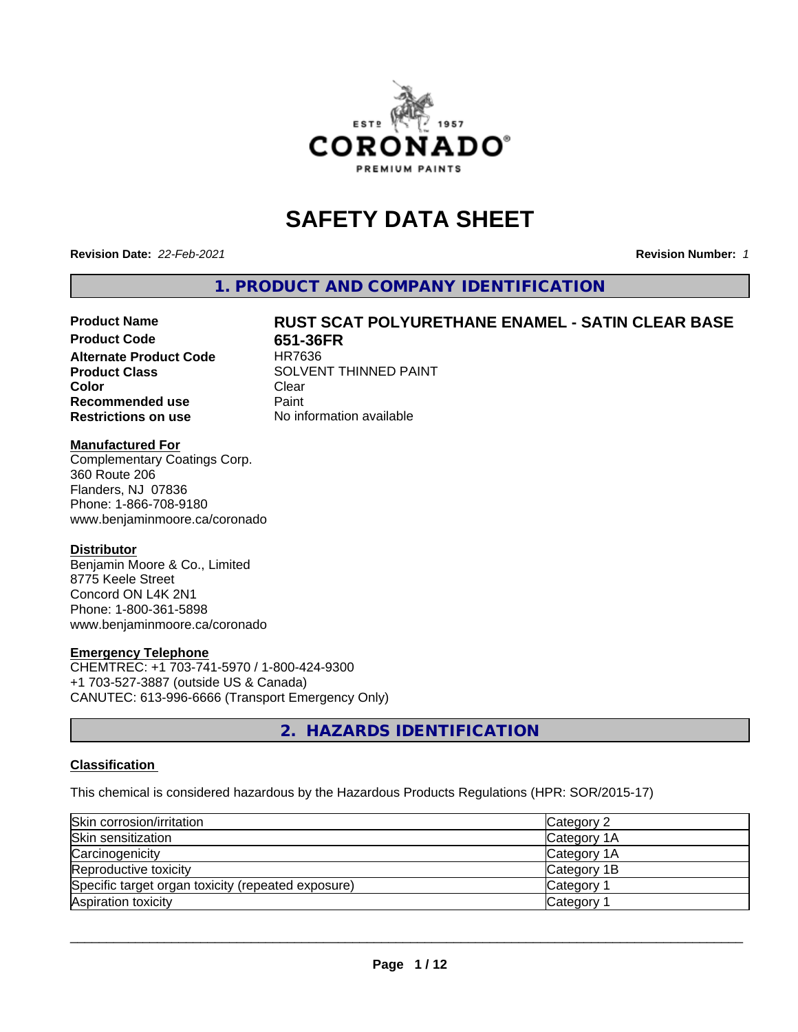# SAFETY DATA SHEET

**Revision Date:** *22-Feb-2021* **Revision Number:** *1*

## 1. PRODUCT AND COMPANY IDENTIFICATION

| | |
|---|---|
| **Product Name** | **RUST SCAT POLYURETHANE ENAMEL - SATIN CLEAR BASE** |
| **Product Code** | **651-36FR** |
| **Alternate Product Code** | HR7636 |
| **Product Class** | SOLVENT THINNED PAINT |
| **Color** | Clear |
| **Recommended use** | Paint |
| **Restrictions on use** | No information available |

**Manufactured For**
Complementary Coatings Corp.
360 Route 206
Flanders, NJ 07836
Phone: 1-866-708-9180
www.benjaminmoore.ca/coronado

**Distributor**
Benjamin Moore & Co., Limited
8775 Keele Street
Concord ON L4K 2N1
Phone: 1-800-361-5898
www.benjaminmoore.ca/coronado

**Emergency Telephone**
CHEMTREC: +1 703-741-5970 / 1-800-424-9300
+1 703-527-3887 (outside US & Canada)
CANUTEC: 613-996-6666 (Transport Emergency Only)

## 2. HAZARDS IDENTIFICATION

**Classification**

This chemical is considered hazardous by the Hazardous Products Regulations (HPR: SOR/2015-17)

| Hazard | Category |
|---|---|
| Skin corrosion/irritation | Category 2 |
| Skin sensitization | Category 1A |
| Carcinogenicity | Category 1A |
| Reproductive toxicity | Category 1B |
| Specific target organ toxicity (repeated exposure) | Category 1 |
| Aspiration toxicity | Category 1 |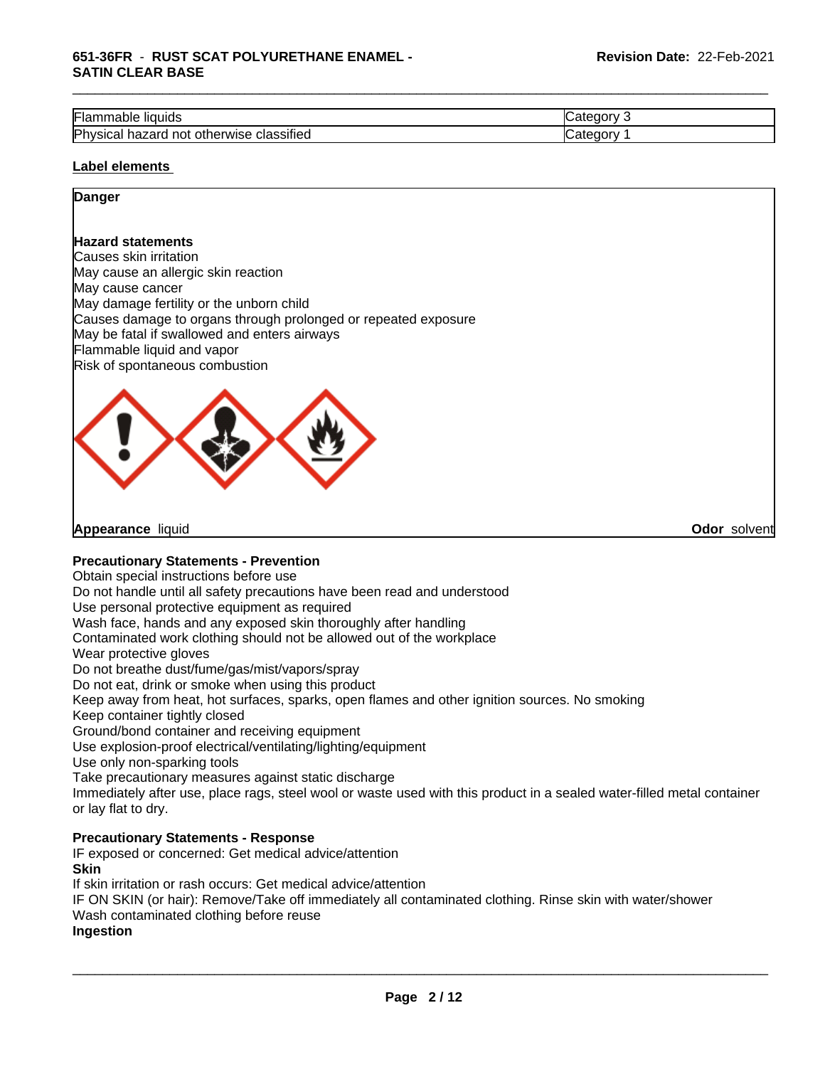| Flammable liquids | Category 3 |
|---|---|
| Physical hazard not otherwise classified | Category 1 |

**Label elements**

**Danger**

**Hazard statements**
Causes skin irritation
May cause an allergic skin reaction
May cause cancer
May damage fertility or the unborn child
Causes damage to organs through prolonged or repeated exposure
May be fatal if swallowed and enters airways
Flammable liquid and vapor
Risk of spontaneous combustion

**Appearance** liquid **Odor** solvent

**Precautionary Statements - Prevention**
Obtain special instructions before use
Do not handle until all safety precautions have been read and understood
Use personal protective equipment as required
Wash face, hands and any exposed skin thoroughly after handling
Contaminated work clothing should not be allowed out of the workplace
Wear protective gloves
Do not breathe dust/fume/gas/mist/vapors/spray
Do not eat, drink or smoke when using this product
Keep away from heat, hot surfaces, sparks, open flames and other ignition sources. No smoking
Keep container tightly closed
Ground/bond container and receiving equipment
Use explosion-proof electrical/ventilating/lighting/equipment
Use only non-sparking tools
Take precautionary measures against static discharge
Immediately after use, place rags, steel wool or waste used with this product in a sealed water-filled metal container or lay flat to dry.

**Precautionary Statements - Response**
IF exposed or concerned: Get medical advice/attention
**Skin**
If skin irritation or rash occurs: Get medical advice/attention
IF ON SKIN (or hair): Remove/Take off immediately all contaminated clothing. Rinse skin with water/shower
Wash contaminated clothing before reuse
**Ingestion**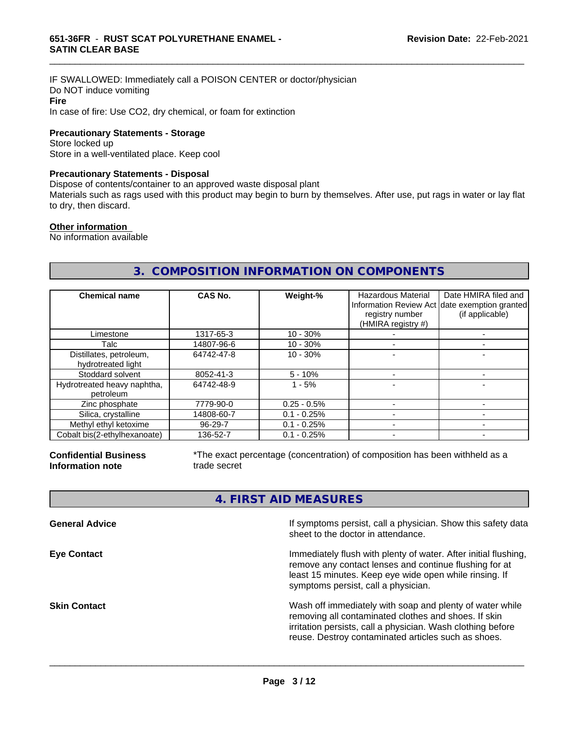IF SWALLOWED: Immediately call a POISON CENTER or doctor/physician
Do NOT induce vomiting

**Fire**

In case of fire: Use CO2, dry chemical, or foam for extinction

**Precautionary Statements - Storage**

Store locked up
Store in a well-ventilated place. Keep cool

**Precautionary Statements - Disposal**

Dispose of contents/container to an approved waste disposal plant
Materials such as rags used with this product may begin to burn by themselves. After use, put rags in water or lay flat to dry, then discard.

**Other information**

No information available

## 3. COMPOSITION INFORMATION ON COMPONENTS

| Chemical name | CAS No. | Weight-% | Hazardous Material Information Review Act registry number (HMIRA registry #) | Date HMIRA filed and date exemption granted (if applicable) |
|---|---|---|---|---|
| Limestone | 1317-65-3 | 10 - 30% | - | - |
| Talc | 14807-96-6 | 10 - 30% | - | - |
| Distillates, petroleum, hydrotreated light | 64742-47-8 | 10 - 30% | - | - |
| Stoddard solvent | 8052-41-3 | 5 - 10% | - | - |
| Hydrotreated heavy naphtha, petroleum | 64742-48-9 | 1 - 5% | - | - |
| Zinc phosphate | 7779-90-0 | 0.25 - 0.5% | - | - |
| Silica, crystalline | 14808-60-7 | 0.1 - 0.25% | - | - |
| Methyl ethyl ketoxime | 96-29-7 | 0.1 - 0.25% | - | - |
| Cobalt bis(2-ethylhexanoate) | 136-52-7 | 0.1 - 0.25% | - | - |

**Confidential Business Information note**

*The exact percentage (concentration) of composition has been withheld as a trade secret

## 4. FIRST AID MEASURES

**General Advice**

If symptoms persist, call a physician. Show this safety data sheet to the doctor in attendance.

**Eye Contact**

Immediately flush with plenty of water. After initial flushing, remove any contact lenses and continue flushing for at least 15 minutes. Keep eye wide open while rinsing. If symptoms persist, call a physician.

**Skin Contact**

Wash off immediately with soap and plenty of water while removing all contaminated clothes and shoes. If skin irritation persists, call a physician. Wash clothing before reuse. Destroy contaminated articles such as shoes.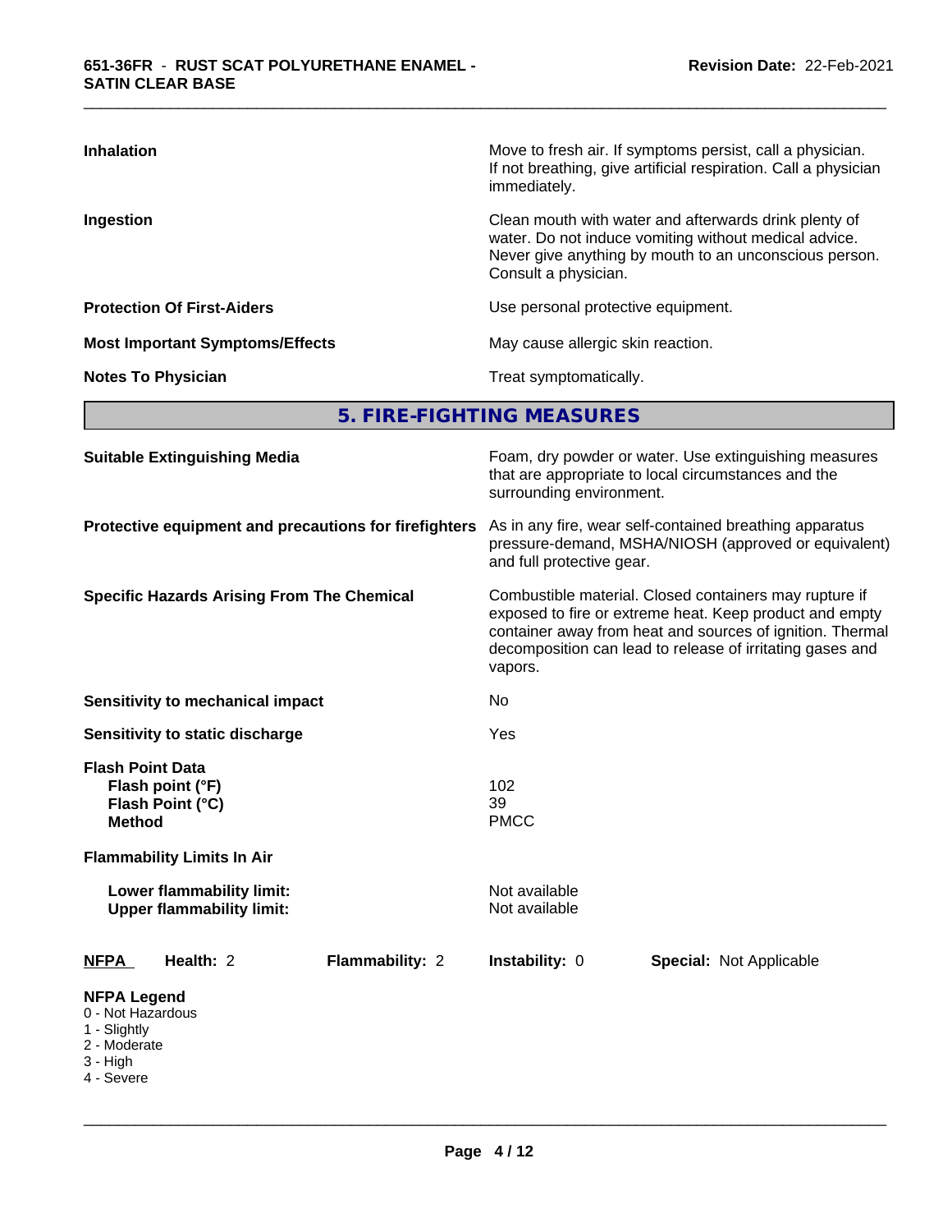| | |
|---|---|
| **Inhalation** | Move to fresh air. If symptoms persist, call a physician. If not breathing, give artificial respiration. Call a physician immediately. |
| **Ingestion** | Clean mouth with water and afterwards drink plenty of water. Do not induce vomiting without medical advice. Never give anything by mouth to an unconscious person. Consult a physician. |
| **Protection Of First-Aiders** | Use personal protective equipment. |
| **Most Important Symptoms/Effects** | May cause allergic skin reaction. |
| **Notes To Physician** | Treat symptomatically. |

## 5. FIRE-FIGHTING MEASURES

| | |
|---|---|
| **Suitable Extinguishing Media** | Foam, dry powder or water. Use extinguishing measures that are appropriate to local circumstances and the surrounding environment. |
| **Protective equipment and precautions for firefighters** | As in any fire, wear self-contained breathing apparatus pressure-demand, MSHA/NIOSH (approved or equivalent) and full protective gear. |
| **Specific Hazards Arising From The Chemical** | Combustible material. Closed containers may rupture if exposed to fire or extreme heat. Keep product and empty container away from heat and sources of ignition. Thermal decomposition can lead to release of irritating gases and vapors. |
| **Sensitivity to mechanical impact** | No |
| **Sensitivity to static discharge** | Yes |

**Flash Point Data**

| | |
|---|---|
| **Flash point (°F)** | 102 |
| **Flash Point (°C)** | 39 |
| **Method** | PMCC |

**Flammability Limits In Air**

| | |
|---|---|
| **Lower flammability limit:** | Not available |
| **Upper flammability limit:** | Not available |

| **NFPA** | **Health:** 2 | **Flammability:** 2 | **Instability:** 0 | **Special:** Not Applicable |
|---|---|---|---|---|

**NFPA Legend**
- 0 - Not Hazardous
- 1 - Slightly
- 2 - Moderate
- 3 - High
- 4 - Severe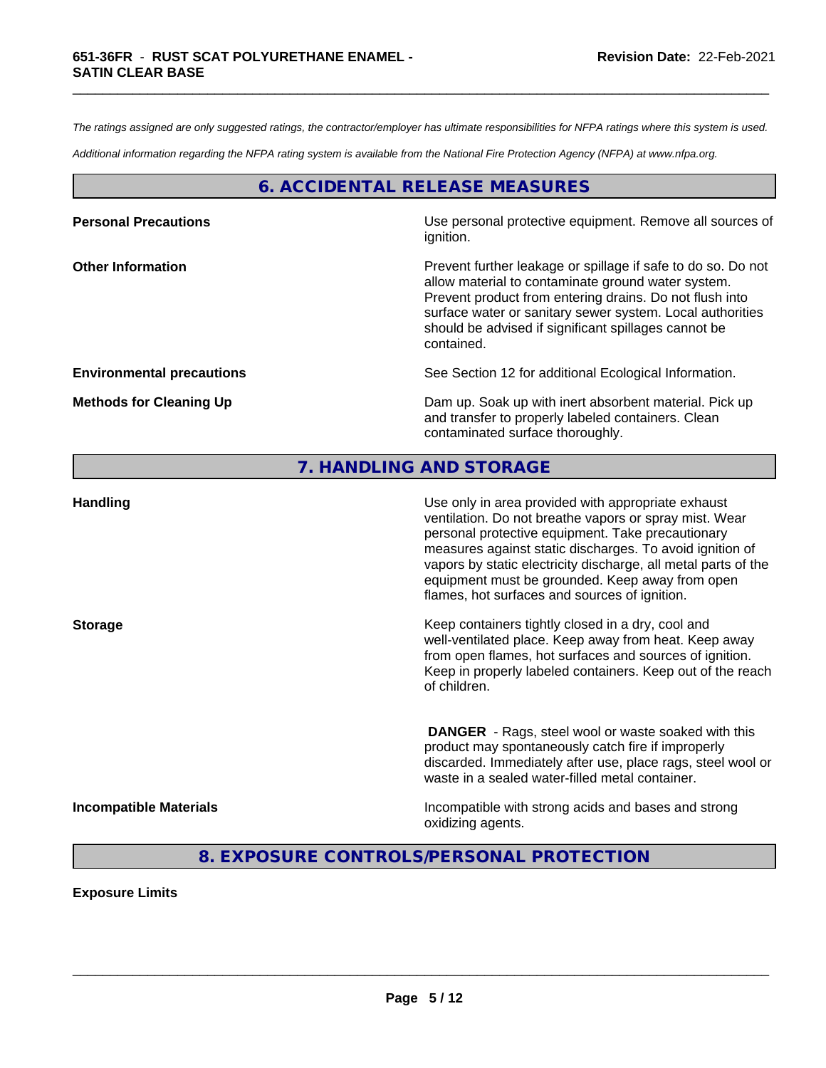*The ratings assigned are only suggested ratings, the contractor/employer has ultimate responsibilities for NFPA ratings where this system is used.*

*Additional information regarding the NFPA rating system is available from the National Fire Protection Agency (NFPA) at www.nfpa.org.*

## 6. ACCIDENTAL RELEASE MEASURES

**Personal Precautions**

Use personal protective equipment. Remove all sources of ignition.

**Other Information**

Prevent further leakage or spillage if safe to do so. Do not allow material to contaminate ground water system. Prevent product from entering drains. Do not flush into surface water or sanitary sewer system. Local authorities should be advised if significant spillages cannot be contained.

**Environmental precautions**

See Section 12 for additional Ecological Information.

**Methods for Cleaning Up**

Dam up. Soak up with inert absorbent material. Pick up and transfer to properly labeled containers. Clean contaminated surface thoroughly.

## 7. HANDLING AND STORAGE

**Handling**

Use only in area provided with appropriate exhaust ventilation. Do not breathe vapors or spray mist. Wear personal protective equipment. Take precautionary measures against static discharges. To avoid ignition of vapors by static electricity discharge, all metal parts of the equipment must be grounded. Keep away from open flames, hot surfaces and sources of ignition.

**Storage**

Keep containers tightly closed in a dry, cool and well-ventilated place. Keep away from heat. Keep away from open flames, hot surfaces and sources of ignition. Keep in properly labeled containers. Keep out of the reach of children.

**DANGER** - Rags, steel wool or waste soaked with this product may spontaneously catch fire if improperly discarded. Immediately after use, place rags, steel wool or waste in a sealed water-filled metal container.

**Incompatible Materials**

Incompatible with strong acids and bases and strong oxidizing agents.

## 8. EXPOSURE CONTROLS/PERSONAL PROTECTION

**Exposure Limits**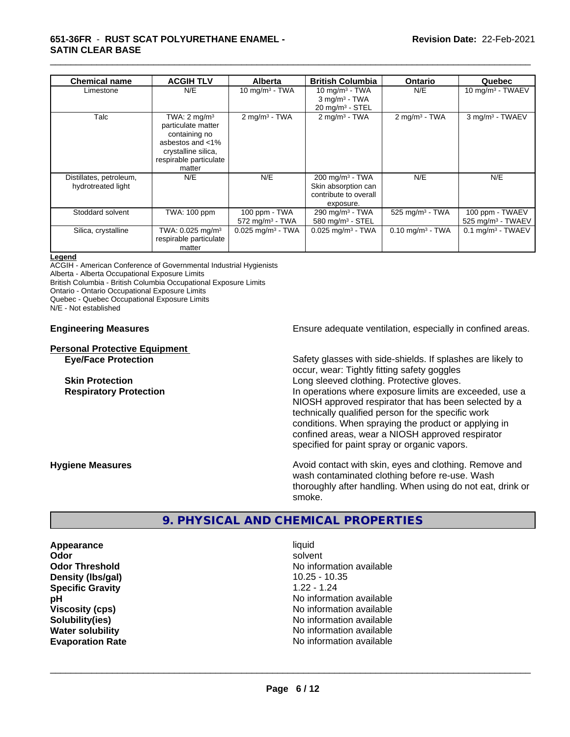| Chemical name | ACGIH TLV | Alberta | British Columbia | Ontario | Quebec |
|---|---|---|---|---|---|
| Limestone | N/E | 10 mg/m³ - TWA | 10 mg/m³ - TWA<br>3 mg/m³ - TWA<br>20 mg/m³ - STEL | N/E | 10 mg/m³ - TWAEV |
| Talc | TWA: 2 mg/m³ particulate matter containing no asbestos and <1% crystalline silica, respirable particulate matter | 2 mg/m³ - TWA | 2 mg/m³ - TWA | 2 mg/m³ - TWA | 3 mg/m³ - TWAEV |
| Distillates, petroleum, hydrotreated light | N/E | N/E | 200 mg/m³ - TWA<br>Skin absorption can contribute to overall exposure. | N/E | N/E |
| Stoddard solvent | TWA: 100 ppm | 100 ppm - TWA<br>572 mg/m³ - TWA | 290 mg/m³ - TWA<br>580 mg/m³ - STEL | 525 mg/m³ - TWA | 100 ppm - TWAEV<br>525 mg/m³ - TWAEV |
| Silica, crystalline | TWA: 0.025 mg/m³ respirable particulate matter | 0.025 mg/m³ - TWA | 0.025 mg/m³ - TWA | 0.10 mg/m³ - TWA | 0.1 mg/m³ - TWAEV |

**Legend**

ACGIH - American Conference of Governmental Industrial Hygienists
Alberta - Alberta Occupational Exposure Limits
British Columbia - British Columbia Occupational Exposure Limits
Ontario - Ontario Occupational Exposure Limits
Quebec - Quebec Occupational Exposure Limits
N/E - Not established

**Engineering Measures** Ensure adequate ventilation, especially in confined areas.

**Personal Protective Equipment**

**Eye/Face Protection** Safety glasses with side-shields. If splashes are likely to occur, wear: Tightly fitting safety goggles

**Skin Protection** Long sleeved clothing. Protective gloves.

**Respiratory Protection** In operations where exposure limits are exceeded, use a NIOSH approved respirator that has been selected by a technically qualified person for the specific work conditions. When spraying the product or applying in confined areas, wear a NIOSH approved respirator specified for paint spray or organic vapors.

**Hygiene Measures** Avoid contact with skin, eyes and clothing. Remove and wash contaminated clothing before re-use. Wash thoroughly after handling. When using do not eat, drink or smoke.

## 9. PHYSICAL AND CHEMICAL PROPERTIES

**Appearance** liquid
**Odor** solvent
**Odor Threshold** No information available
**Density (lbs/gal)** 10.25 - 10.35
**Specific Gravity** 1.22 - 1.24
**pH** No information available
**Viscosity (cps)** No information available
**Solubility(ies)** No information available
**Water solubility** No information available
**Evaporation Rate** No information available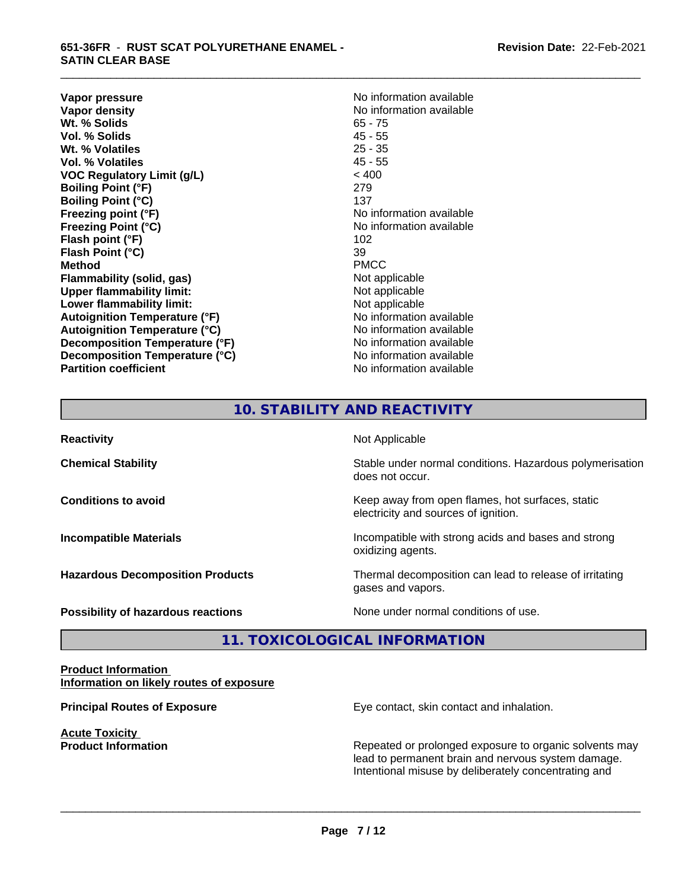| | |
|---|---|
| **Vapor pressure** | No information available |
| **Vapor density** | No information available |
| **Wt. % Solids** | 65 - 75 |
| **Vol. % Solids** | 45 - 55 |
| **Wt. % Volatiles** | 25 - 35 |
| **Vol. % Volatiles** | 45 - 55 |
| **VOC Regulatory Limit (g/L)** | < 400 |
| **Boiling Point (°F)** | 279 |
| **Boiling Point (°C)** | 137 |
| **Freezing point (°F)** | No information available |
| **Freezing Point (°C)** | No information available |
| **Flash point (°F)** | 102 |
| **Flash Point (°C)** | 39 |
| **Method** | PMCC |
| **Flammability (solid, gas)** | Not applicable |
| **Upper flammability limit:** | Not applicable |
| **Lower flammability limit:** | Not applicable |
| **Autoignition Temperature (°F)** | No information available |
| **Autoignition Temperature (°C)** | No information available |
| **Decomposition Temperature (°F)** | No information available |
| **Decomposition Temperature (°C)** | No information available |
| **Partition coefficient** | No information available |

## 10. STABILITY AND REACTIVITY

| | |
|---|---|
| **Reactivity** | Not Applicable |
| **Chemical Stability** | Stable under normal conditions. Hazardous polymerisation does not occur. |
| **Conditions to avoid** | Keep away from open flames, hot surfaces, static electricity and sources of ignition. |
| **Incompatible Materials** | Incompatible with strong acids and bases and strong oxidizing agents. |
| **Hazardous Decomposition Products** | Thermal decomposition can lead to release of irritating gases and vapors. |
| **Possibility of hazardous reactions** | None under normal conditions of use. |

## 11. TOXICOLOGICAL INFORMATION

**Product Information**
**Information on likely routes of exposure**

**Principal Routes of Exposure** — Eye contact, skin contact and inhalation.

**Acute Toxicity**
**Product Information** — Repeated or prolonged exposure to organic solvents may lead to permanent brain and nervous system damage. Intentional misuse by deliberately concentrating and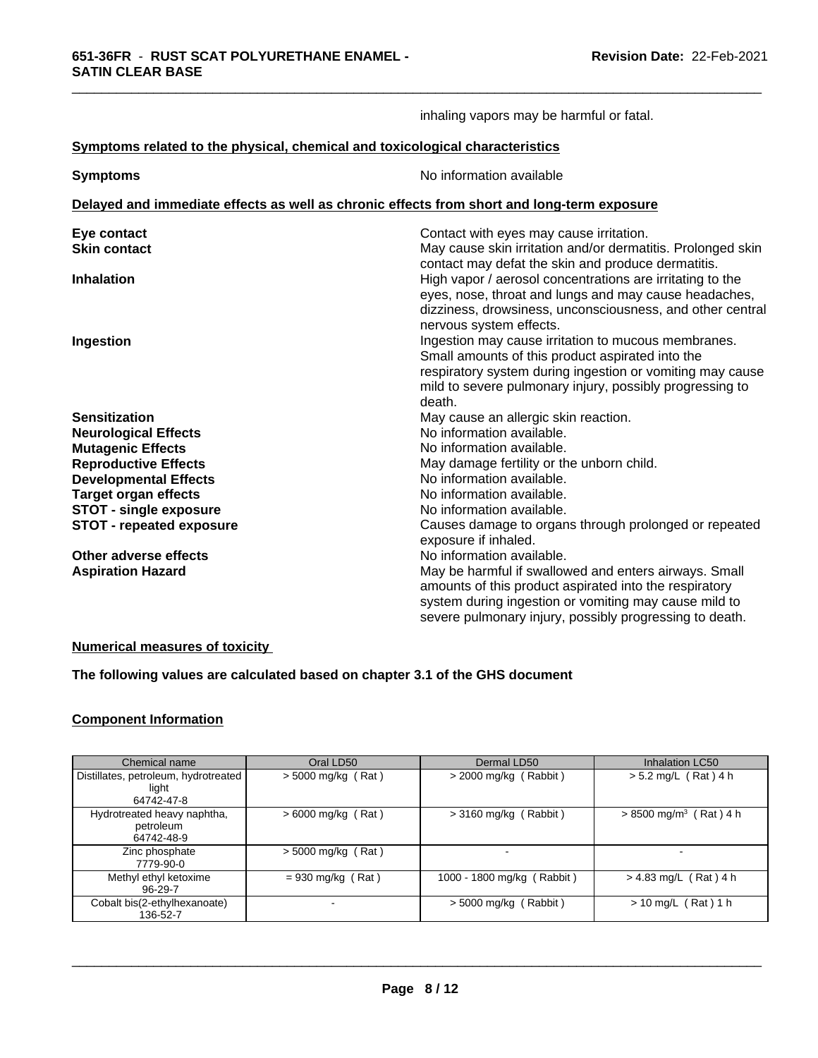inhaling vapors may be harmful or fatal.

**Symptoms related to the physical, chemical and toxicological characteristics**

**Symptoms** No information available

**Delayed and immediate effects as well as chronic effects from short and long-term exposure**

**Eye contact** Contact with eyes may cause irritation.

**Skin contact** May cause skin irritation and/or dermatitis. Prolonged skin contact may defat the skin and produce dermatitis.

**Inhalation** High vapor / aerosol concentrations are irritating to the eyes, nose, throat and lungs and may cause headaches, dizziness, drowsiness, unconsciousness, and other central nervous system effects.

**Ingestion** Ingestion may cause irritation to mucous membranes. Small amounts of this product aspirated into the respiratory system during ingestion or vomiting may cause mild to severe pulmonary injury, possibly progressing to death.

**Sensitization** May cause an allergic skin reaction.

**Neurological Effects** No information available.

**Mutagenic Effects** No information available.

**Reproductive Effects** May damage fertility or the unborn child.

**Developmental Effects** No information available.

**Target organ effects** No information available.

**STOT - single exposure** No information available.

**STOT - repeated exposure** Causes damage to organs through prolonged or repeated exposure if inhaled.

**Other adverse effects** No information available.

**Aspiration Hazard** May be harmful if swallowed and enters airways. Small amounts of this product aspirated into the respiratory system during ingestion or vomiting may cause mild to severe pulmonary injury, possibly progressing to death.

**Numerical measures of toxicity**

**The following values are calculated based on chapter 3.1 of the GHS document**

**Component Information**

| Chemical name | Oral LD50 | Dermal LD50 | Inhalation LC50 |
|---|---|---|---|
| Distillates, petroleum, hydrotreated light 64742-47-8 | > 5000 mg/kg ( Rat ) | > 2000 mg/kg ( Rabbit ) | > 5.2 mg/L ( Rat ) 4 h |
| Hydrotreated heavy naphtha, petroleum 64742-48-9 | > 6000 mg/kg ( Rat ) | > 3160 mg/kg ( Rabbit ) | > 8500 mg/m$^3$ ( Rat ) 4 h |
| Zinc phosphate 7779-90-0 | > 5000 mg/kg ( Rat ) | - | - |
| Methyl ethyl ketoxime 96-29-7 | = 930 mg/kg ( Rat ) | 1000 - 1800 mg/kg ( Rabbit ) | > 4.83 mg/L ( Rat ) 4 h |
| Cobalt bis(2-ethylhexanoate) 136-52-7 | - | > 5000 mg/kg ( Rabbit ) | > 10 mg/L ( Rat ) 1 h |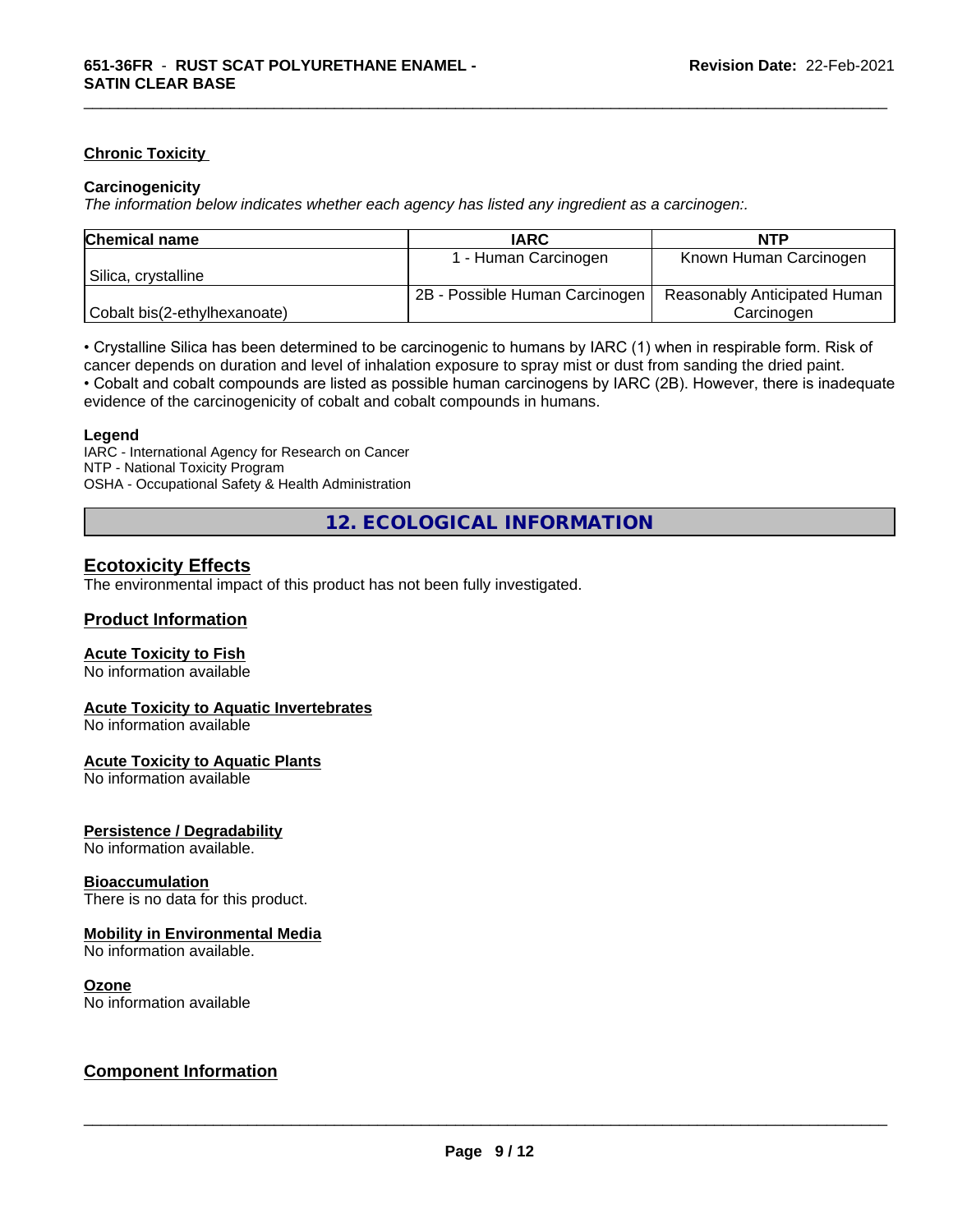### Chronic Toxicity

**Carcinogenicity**

*The information below indicates whether each agency has listed any ingredient as a carcinogen:.*

| Chemical name | IARC | NTP |
|---|---|---|
| Silica, crystalline | 1 - Human Carcinogen | Known Human Carcinogen |
| Cobalt bis(2-ethylhexanoate) | 2B - Possible Human Carcinogen | Reasonably Anticipated Human Carcinogen |

• Crystalline Silica has been determined to be carcinogenic to humans by IARC (1) when in respirable form. Risk of cancer depends on duration and level of inhalation exposure to spray mist or dust from sanding the dried paint.
• Cobalt and cobalt compounds are listed as possible human carcinogens by IARC (2B). However, there is inadequate evidence of the carcinogenicity of cobalt and cobalt compounds in humans.

**Legend**

IARC - International Agency for Research on Cancer
NTP - National Toxicity Program
OSHA - Occupational Safety & Health Administration

## 12. ECOLOGICAL INFORMATION

### Ecotoxicity Effects

The environmental impact of this product has not been fully investigated.

### Product Information

**Acute Toxicity to Fish**
No information available

**Acute Toxicity to Aquatic Invertebrates**
No information available

**Acute Toxicity to Aquatic Plants**
No information available

**Persistence / Degradability**
No information available.

**Bioaccumulation**
There is no data for this product.

**Mobility in Environmental Media**
No information available.

**Ozone**
No information available

### Component Information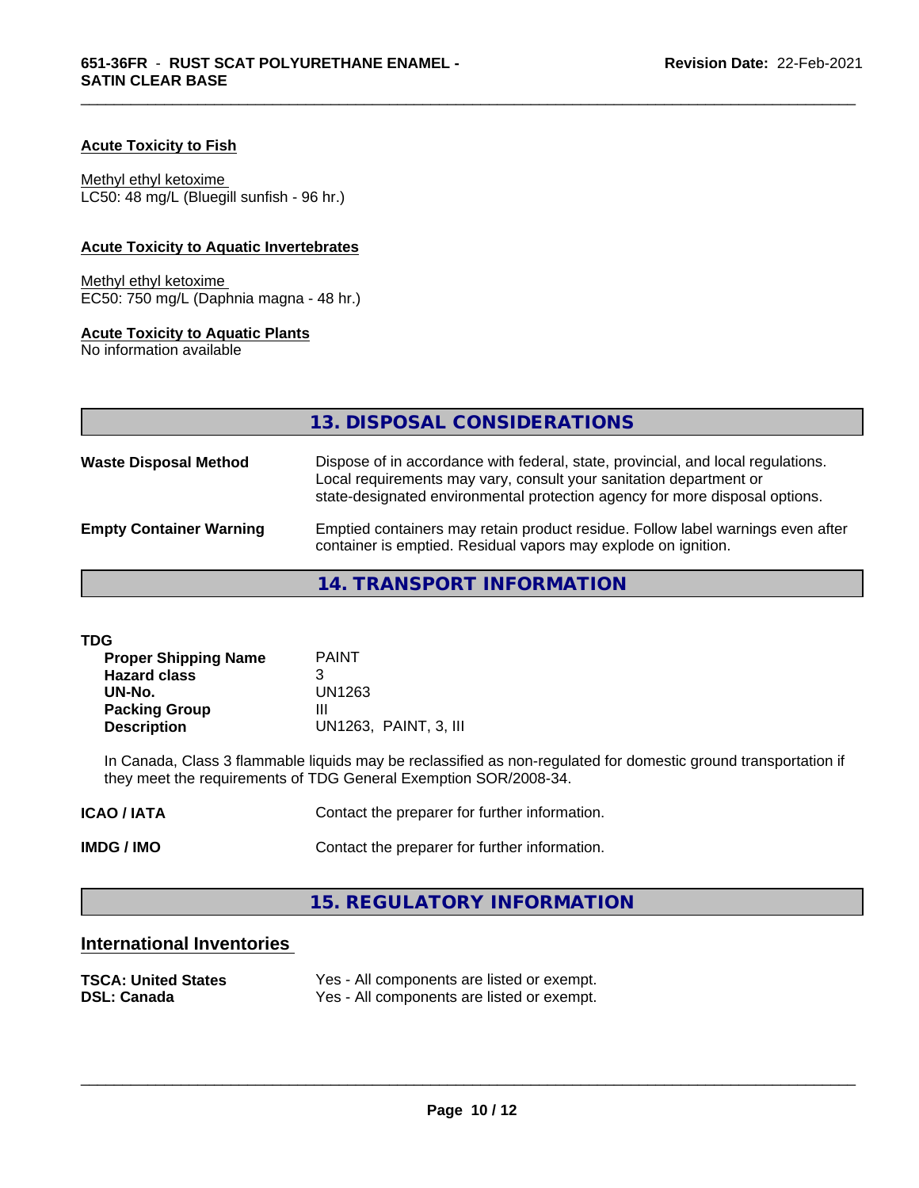**Acute Toxicity to Fish**

Methyl ethyl ketoxime
LC50: 48 mg/L (Bluegill sunfish - 96 hr.)

**Acute Toxicity to Aquatic Invertebrates**

Methyl ethyl ketoxime
EC50: 750 mg/L (Daphnia magna - 48 hr.)

**Acute Toxicity to Aquatic Plants**
No information available

## 13. DISPOSAL CONSIDERATIONS

**Waste Disposal Method** — Dispose of in accordance with federal, state, provincial, and local regulations. Local requirements may vary, consult your sanitation department or state-designated environmental protection agency for more disposal options.

**Empty Container Warning** — Emptied containers may retain product residue. Follow label warnings even after container is emptied. Residual vapors may explode on ignition.

## 14. TRANSPORT INFORMATION

**TDG**

| | |
|---|---|
| **Proper Shipping Name** | PAINT |
| **Hazard class** | 3 |
| **UN-No.** | UN1263 |
| **Packing Group** | III |
| **Description** | UN1263, PAINT, 3, III |

In Canada, Class 3 flammable liquids may be reclassified as non-regulated for domestic ground transportation if they meet the requirements of TDG General Exemption SOR/2008-34.

**ICAO / IATA** — Contact the preparer for further information.

**IMDG / IMO** — Contact the preparer for further information.

## 15. REGULATORY INFORMATION

### International Inventories

| | |
|---|---|
| **TSCA: United States** | Yes - All components are listed or exempt. |
| **DSL: Canada** | Yes - All components are listed or exempt. |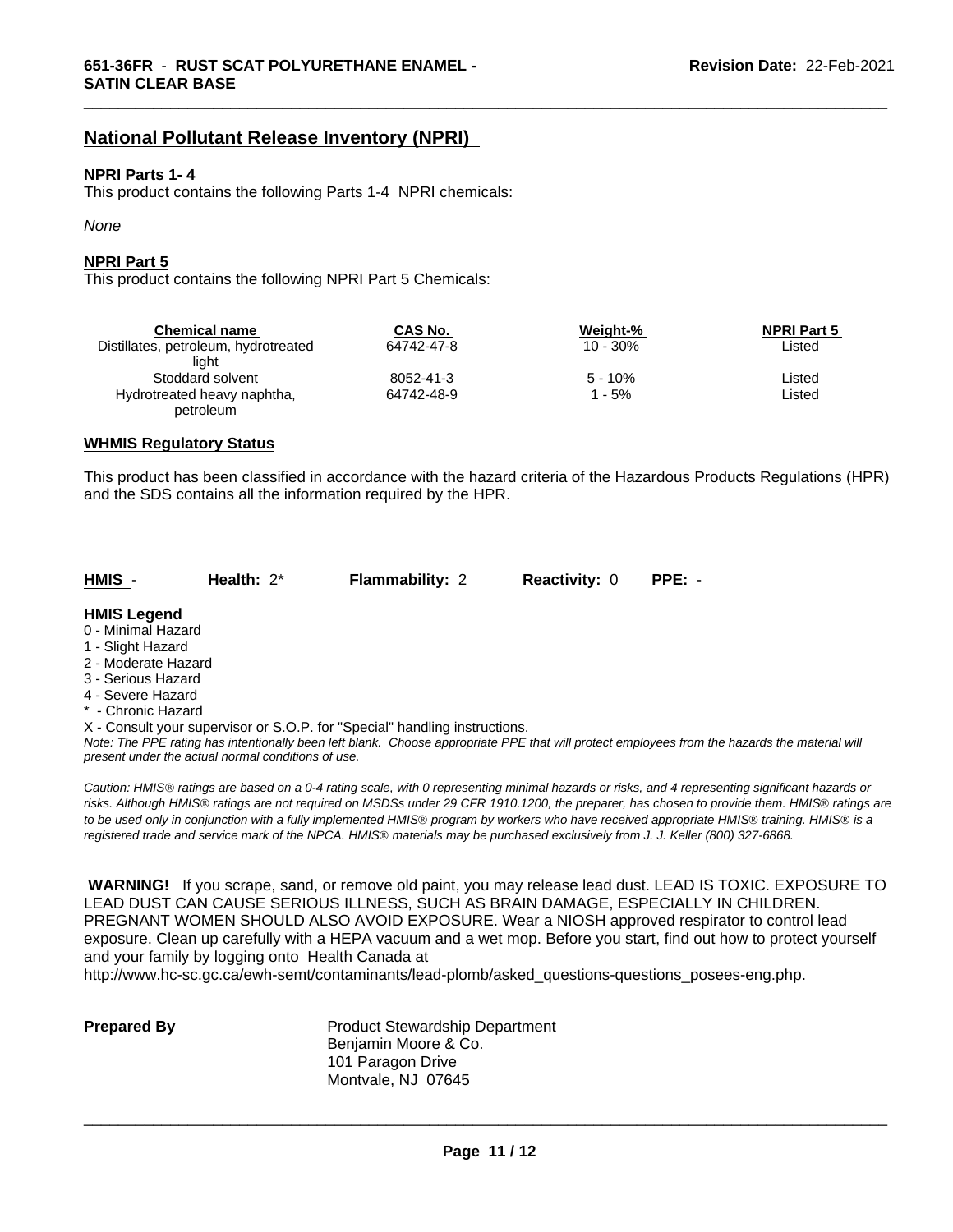## National Pollutant Release Inventory (NPRI)

**NPRI Parts 1- 4**

This product contains the following Parts 1-4 NPRI chemicals:

*None*

**NPRI Part 5**

This product contains the following NPRI Part 5 Chemicals:

| Chemical name | CAS No. | Weight-% | NPRI Part 5 |
|---|---|---|---|
| Distillates, petroleum, hydrotreated light | 64742-47-8 | 10 - 30% | Listed |
| Stoddard solvent | 8052-41-3 | 5 - 10% | Listed |
| Hydrotreated heavy naphtha, petroleum | 64742-48-9 | 1 - 5% | Listed |

**WHMIS Regulatory Status**

This product has been classified in accordance with the hazard criteria of the Hazardous Products Regulations (HPR) and the SDS contains all the information required by the HPR.

**HMIS** - **Health:** 2* **Flammability:** 2 **Reactivity:** 0 **PPE:** -

**HMIS Legend**

0 - Minimal Hazard
1 - Slight Hazard
2 - Moderate Hazard
3 - Serious Hazard
4 - Severe Hazard
* - Chronic Hazard
X - Consult your supervisor or S.O.P. for "Special" handling instructions.

*Note: The PPE rating has intentionally been left blank. Choose appropriate PPE that will protect employees from the hazards the material will present under the actual normal conditions of use.*

*Caution: HMIS® ratings are based on a 0-4 rating scale, with 0 representing minimal hazards or risks, and 4 representing significant hazards or risks. Although HMIS® ratings are not required on MSDSs under 29 CFR 1910.1200, the preparer, has chosen to provide them. HMIS® ratings are to be used only in conjunction with a fully implemented HMIS® program by workers who have received appropriate HMIS® training. HMIS® is a registered trade and service mark of the NPCA. HMIS® materials may be purchased exclusively from J. J. Keller (800) 327-6868.*

**WARNING!** If you scrape, sand, or remove old paint, you may release lead dust. LEAD IS TOXIC. EXPOSURE TO LEAD DUST CAN CAUSE SERIOUS ILLNESS, SUCH AS BRAIN DAMAGE, ESPECIALLY IN CHILDREN. PREGNANT WOMEN SHOULD ALSO AVOID EXPOSURE. Wear a NIOSH approved respirator to control lead exposure. Clean up carefully with a HEPA vacuum and a wet mop. Before you start, find out how to protect yourself and your family by logging onto Health Canada at http://www.hc-sc.gc.ca/ewh-semt/contaminants/lead-plomb/asked_questions-questions_posees-eng.php.

**Prepared By**

Product Stewardship Department
Benjamin Moore & Co.
101 Paragon Drive
Montvale, NJ 07645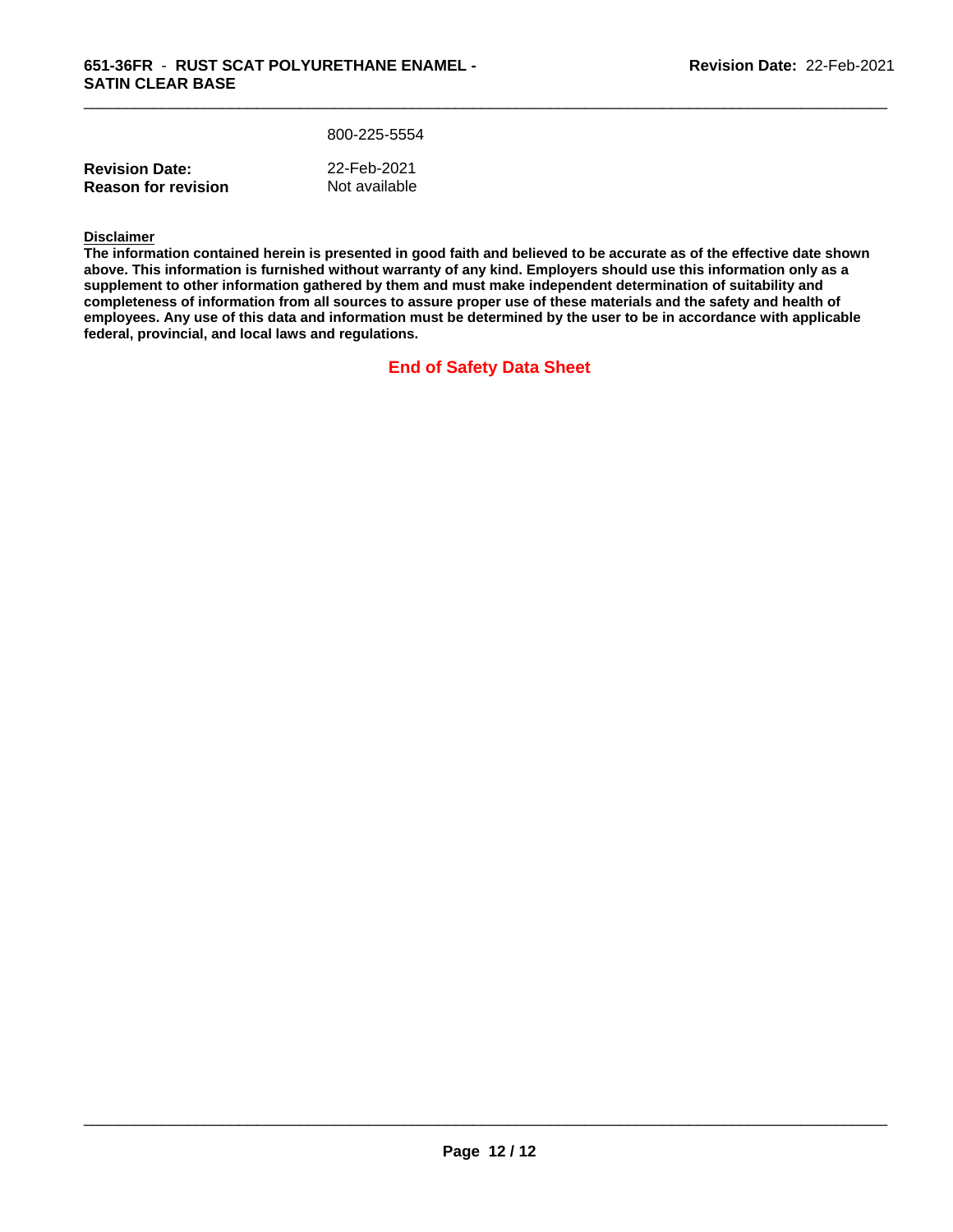800-225-5554

**Revision Date:** 22-Feb-2021
**Reason for revision** Not available

**Disclaimer**

**The information contained herein is presented in good faith and believed to be accurate as of the effective date shown above. This information is furnished without warranty of any kind. Employers should use this information only as a supplement to other information gathered by them and must make independent determination of suitability and completeness of information from all sources to assure proper use of these materials and the safety and health of employees. Any use of this data and information must be determined by the user to be in accordance with applicable federal, provincial, and local laws and regulations.**

**End of Safety Data Sheet**